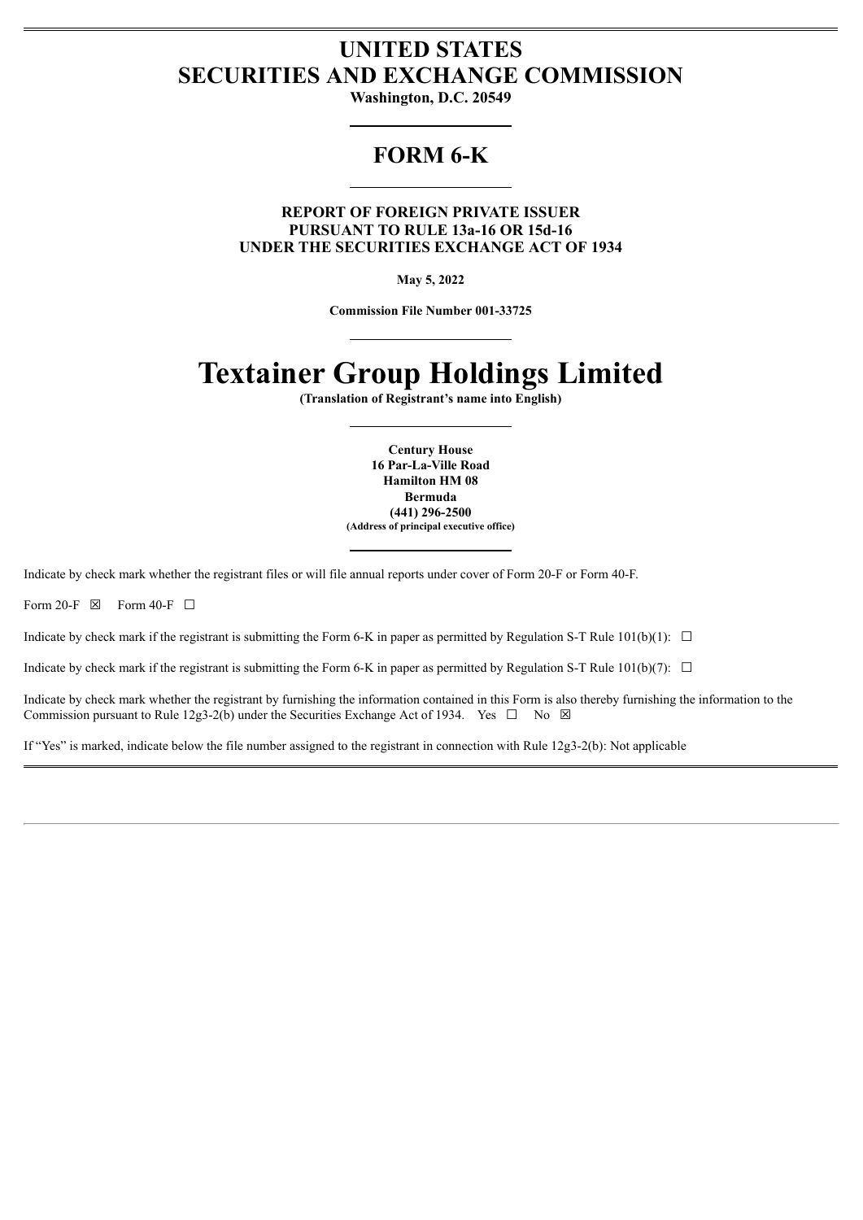# UNITED STATES
# SECURITIES AND EXCHANGE COMMISSION

**Washington, D.C. 20549**

## FORM 6-K

**REPORT OF FOREIGN PRIVATE ISSUER**
**PURSUANT TO RULE 13a-16 OR 15d-16**
**UNDER THE SECURITIES EXCHANGE ACT OF 1934**

**May 5, 2022**

**Commission File Number 001-33725**

# Textainer Group Holdings Limited

**(Translation of Registrant's name into English)**

**Century House**
**16 Par-La-Ville Road**
**Hamilton HM 08**
**Bermuda**
**(441) 296-2500**
**(Address of principal executive office)**

Indicate by check mark whether the registrant files or will file annual reports under cover of Form 20-F or Form 40-F.

Form 20-F ☒ Form 40-F ☐

Indicate by check mark if the registrant is submitting the Form 6-K in paper as permitted by Regulation S-T Rule 101(b)(1): ☐

Indicate by check mark if the registrant is submitting the Form 6-K in paper as permitted by Regulation S-T Rule 101(b)(7): ☐

Indicate by check mark whether the registrant by furnishing the information contained in this Form is also thereby furnishing the information to the Commission pursuant to Rule 12g3-2(b) under the Securities Exchange Act of 1934. Yes ☐ No ☒

If "Yes" is marked, indicate below the file number assigned to the registrant in connection with Rule 12g3-2(b): Not applicable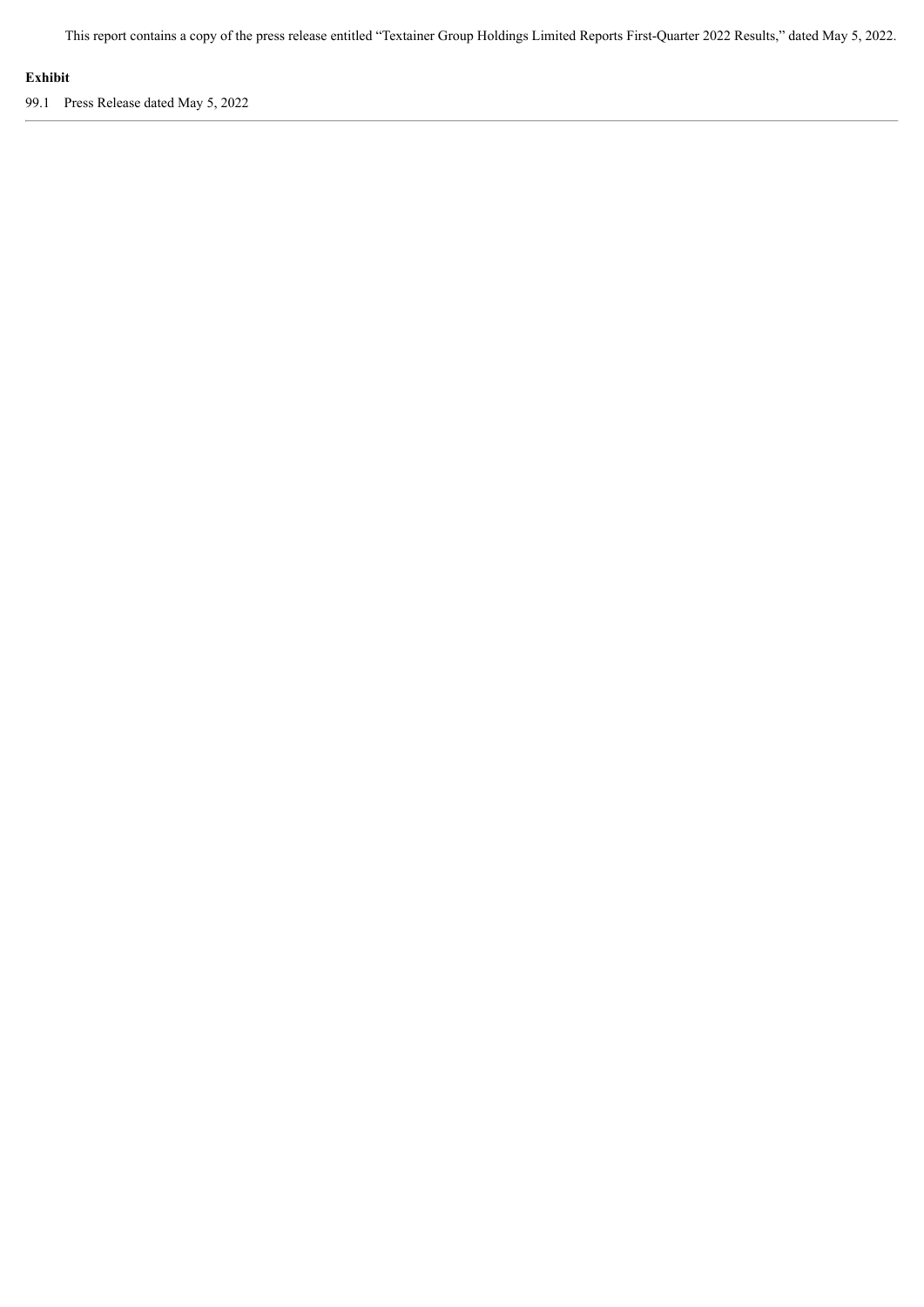This report contains a copy of the press release entitled "Textainer Group Holdings Limited Reports First-Quarter 2022 Results," dated May 5, 2022.

**Exhibit**

99.1 Press Release dated May 5, 2022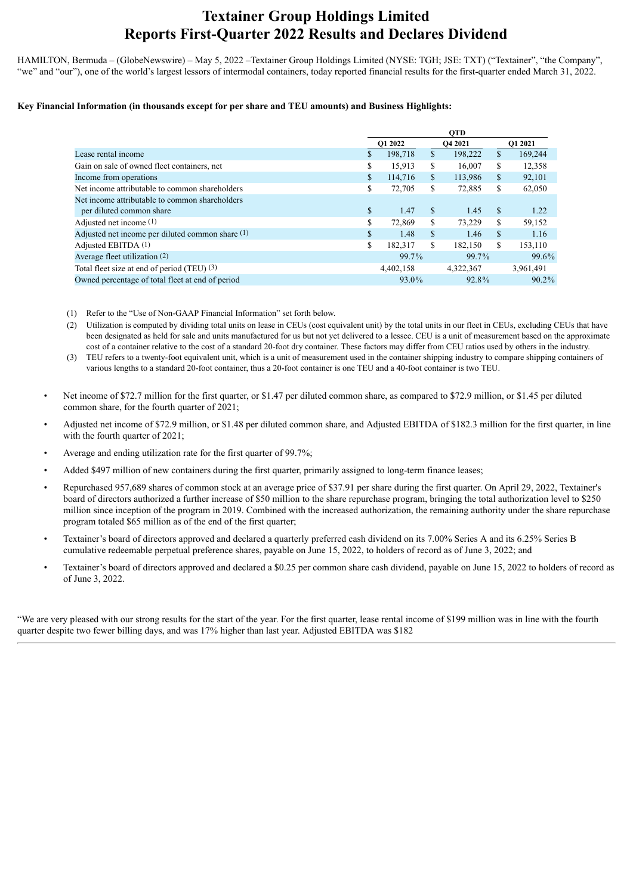# Textainer Group Holdings Limited
# Reports First-Quarter 2022 Results and Declares Dividend

HAMILTON, Bermuda – (GlobeNewswire) – May 5, 2022 –Textainer Group Holdings Limited (NYSE: TGH; JSE: TXT) ("Textainer", "the Company", "we" and "our"), one of the world's largest lessors of intermodal containers, today reported financial results for the first-quarter ended March 31, 2022.

**Key Financial Information (in thousands except for per share and TEU amounts) and Business Highlights:**

| | QTD | | |
|---|---|---|---|
| | Q1 2022 | Q4 2021 | Q1 2021 |
| Lease rental income | $ 198,718 | $ 198,222 | $ 169,244 |
| Gain on sale of owned fleet containers, net | $ 15,913 | $ 16,007 | $ 12,358 |
| Income from operations | $ 114,716 | $ 113,986 | $ 92,101 |
| Net income attributable to common shareholders | $ 72,705 | $ 72,885 | $ 62,050 |
| Net income attributable to common shareholders per diluted common share | $ 1.47 | $ 1.45 | $ 1.22 |
| Adjusted net income (1) | $ 72,869 | $ 73,229 | $ 59,152 |
| Adjusted net income per diluted common share (1) | $ 1.48 | $ 1.46 | $ 1.16 |
| Adjusted EBITDA (1) | $ 182,317 | $ 182,150 | $ 153,110 |
| Average fleet utilization (2) | 99.7% | 99.7% | 99.6% |
| Total fleet size at end of period (TEU) (3) | 4,402,158 | 4,322,367 | 3,961,491 |
| Owned percentage of total fleet at end of period | 93.0% | 92.8% | 90.2% |

(1) Refer to the "Use of Non-GAAP Financial Information" set forth below.

(2) Utilization is computed by dividing total units on lease in CEUs (cost equivalent unit) by the total units in our fleet in CEUs, excluding CEUs that have been designated as held for sale and units manufactured for us but not yet delivered to a lessee. CEU is a unit of measurement based on the approximate cost of a container relative to the cost of a standard 20-foot dry container. These factors may differ from CEU ratios used by others in the industry.

(3) TEU refers to a twenty-foot equivalent unit, which is a unit of measurement used in the container shipping industry to compare shipping containers of various lengths to a standard 20-foot container, thus a 20-foot container is one TEU and a 40-foot container is two TEU.

- Net income of $72.7 million for the first quarter, or $1.47 per diluted common share, as compared to $72.9 million, or $1.45 per diluted common share, for the fourth quarter of 2021;
- Adjusted net income of $72.9 million, or $1.48 per diluted common share, and Adjusted EBITDA of $182.3 million for the first quarter, in line with the fourth quarter of 2021;
- Average and ending utilization rate for the first quarter of 99.7%;
- Added $497 million of new containers during the first quarter, primarily assigned to long-term finance leases;
- Repurchased 957,689 shares of common stock at an average price of $37.91 per share during the first quarter. On April 29, 2022, Textainer's board of directors authorized a further increase of $50 million to the share repurchase program, bringing the total authorization level to $250 million since inception of the program in 2019. Combined with the increased authorization, the remaining authority under the share repurchase program totaled $65 million as of the end of the first quarter;
- Textainer's board of directors approved and declared a quarterly preferred cash dividend on its 7.00% Series A and its 6.25% Series B cumulative redeemable perpetual preference shares, payable on June 15, 2022, to holders of record as of June 3, 2022; and
- Textainer's board of directors approved and declared a $0.25 per common share cash dividend, payable on June 15, 2022 to holders of record as of June 3, 2022.

"We are very pleased with our strong results for the start of the year. For the first quarter, lease rental income of $199 million was in line with the fourth quarter despite two fewer billing days, and was 17% higher than last year. Adjusted EBITDA was $182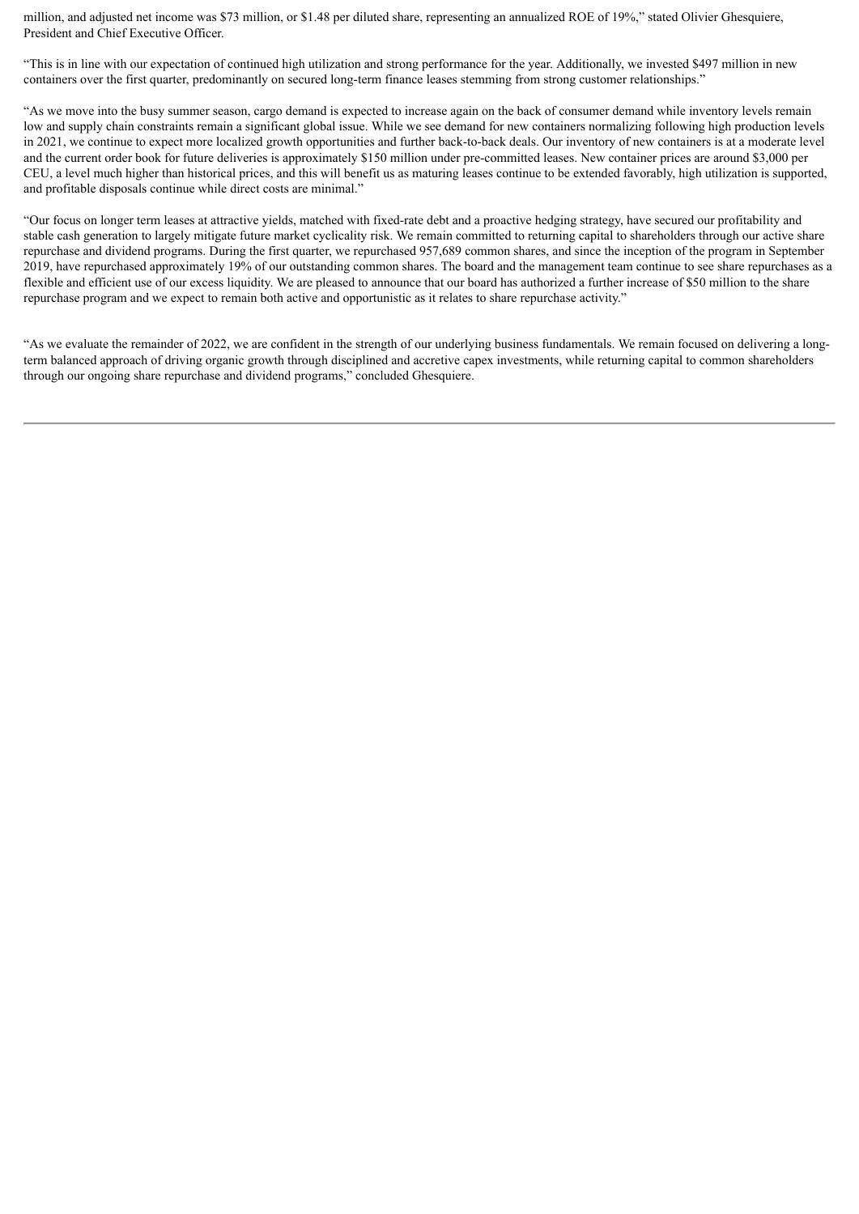million, and adjusted net income was $73 million, or $1.48 per diluted share, representing an annualized ROE of 19%," stated Olivier Ghesquiere, President and Chief Executive Officer.

"This is in line with our expectation of continued high utilization and strong performance for the year. Additionally, we invested $497 million in new containers over the first quarter, predominantly on secured long-term finance leases stemming from strong customer relationships."

"As we move into the busy summer season, cargo demand is expected to increase again on the back of consumer demand while inventory levels remain low and supply chain constraints remain a significant global issue. While we see demand for new containers normalizing following high production levels in 2021, we continue to expect more localized growth opportunities and further back-to-back deals. Our inventory of new containers is at a moderate level and the current order book for future deliveries is approximately $150 million under pre-committed leases. New container prices are around $3,000 per CEU, a level much higher than historical prices, and this will benefit us as maturing leases continue to be extended favorably, high utilization is supported, and profitable disposals continue while direct costs are minimal."

"Our focus on longer term leases at attractive yields, matched with fixed-rate debt and a proactive hedging strategy, have secured our profitability and stable cash generation to largely mitigate future market cyclicality risk. We remain committed to returning capital to shareholders through our active share repurchase and dividend programs. During the first quarter, we repurchased 957,689 common shares, and since the inception of the program in September 2019, have repurchased approximately 19% of our outstanding common shares. The board and the management team continue to see share repurchases as a flexible and efficient use of our excess liquidity. We are pleased to announce that our board has authorized a further increase of $50 million to the share repurchase program and we expect to remain both active and opportunistic as it relates to share repurchase activity."

"As we evaluate the remainder of 2022, we are confident in the strength of our underlying business fundamentals. We remain focused on delivering a long-term balanced approach of driving organic growth through disciplined and accretive capex investments, while returning capital to common shareholders through our ongoing share repurchase and dividend programs," concluded Ghesquiere.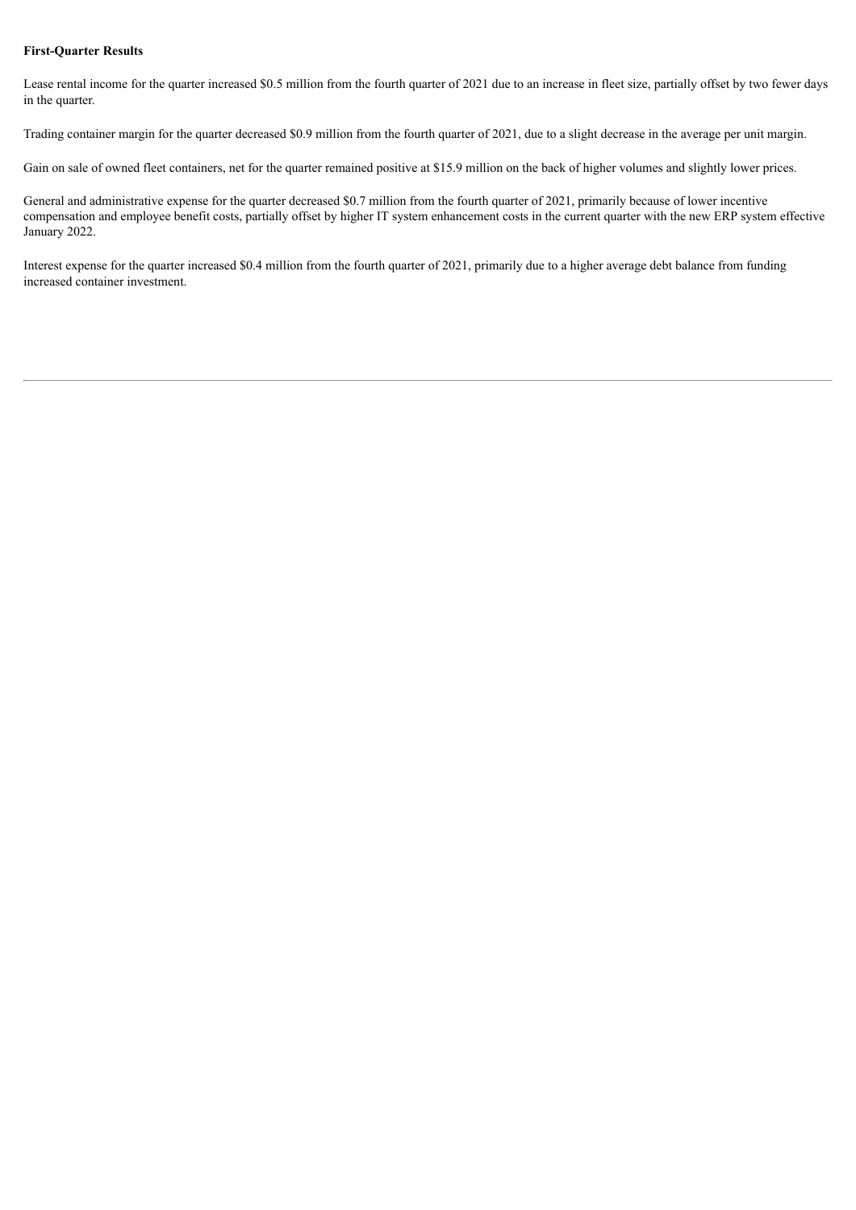**First-Quarter Results**

Lease rental income for the quarter increased $0.5 million from the fourth quarter of 2021 due to an increase in fleet size, partially offset by two fewer days in the quarter.

Trading container margin for the quarter decreased $0.9 million from the fourth quarter of 2021, due to a slight decrease in the average per unit margin.

Gain on sale of owned fleet containers, net for the quarter remained positive at $15.9 million on the back of higher volumes and slightly lower prices.

General and administrative expense for the quarter decreased $0.7 million from the fourth quarter of 2021, primarily because of lower incentive compensation and employee benefit costs, partially offset by higher IT system enhancement costs in the current quarter with the new ERP system effective January 2022.

Interest expense for the quarter increased $0.4 million from the fourth quarter of 2021, primarily due to a higher average debt balance from funding increased container investment.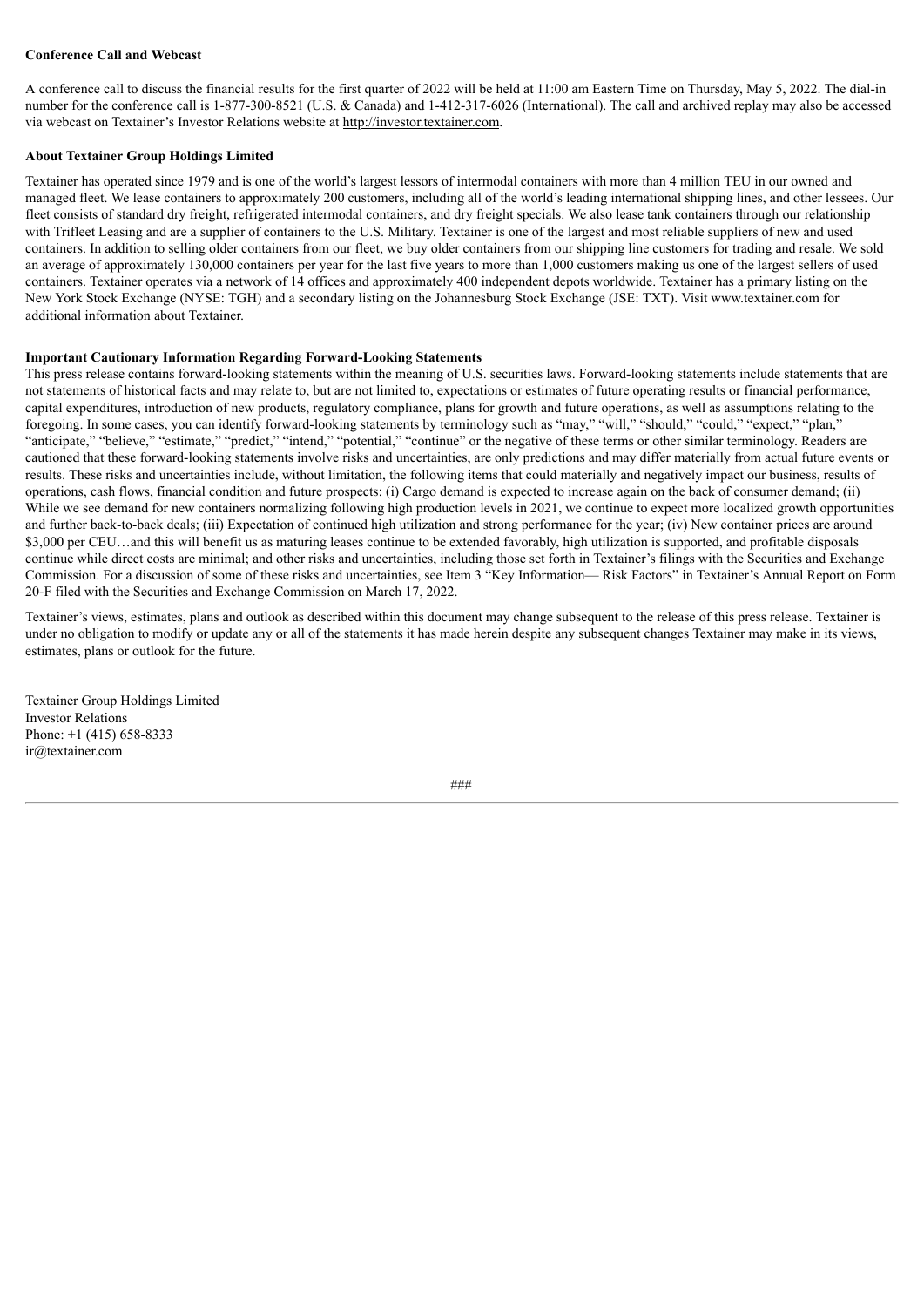**Conference Call and Webcast**

A conference call to discuss the financial results for the first quarter of 2022 will be held at 11:00 am Eastern Time on Thursday, May 5, 2022. The dial-in number for the conference call is 1-877-300-8521 (U.S. & Canada) and 1-412-317-6026 (International). The call and archived replay may also be accessed via webcast on Textainer's Investor Relations website at http://investor.textainer.com.

**About Textainer Group Holdings Limited**

Textainer has operated since 1979 and is one of the world's largest lessors of intermodal containers with more than 4 million TEU in our owned and managed fleet. We lease containers to approximately 200 customers, including all of the world's leading international shipping lines, and other lessees. Our fleet consists of standard dry freight, refrigerated intermodal containers, and dry freight specials. We also lease tank containers through our relationship with Trifleet Leasing and are a supplier of containers to the U.S. Military. Textainer is one of the largest and most reliable suppliers of new and used containers. In addition to selling older containers from our fleet, we buy older containers from our shipping line customers for trading and resale. We sold an average of approximately 130,000 containers per year for the last five years to more than 1,000 customers making us one of the largest sellers of used containers. Textainer operates via a network of 14 offices and approximately 400 independent depots worldwide. Textainer has a primary listing on the New York Stock Exchange (NYSE: TGH) and a secondary listing on the Johannesburg Stock Exchange (JSE: TXT). Visit www.textainer.com for additional information about Textainer.

**Important Cautionary Information Regarding Forward-Looking Statements**

This press release contains forward-looking statements within the meaning of U.S. securities laws. Forward-looking statements include statements that are not statements of historical facts and may relate to, but are not limited to, expectations or estimates of future operating results or financial performance, capital expenditures, introduction of new products, regulatory compliance, plans for growth and future operations, as well as assumptions relating to the foregoing. In some cases, you can identify forward-looking statements by terminology such as "may," "will," "should," "could," "expect," "plan," "anticipate," "believe," "estimate," "predict," "intend," "potential," "continue" or the negative of these terms or other similar terminology. Readers are cautioned that these forward-looking statements involve risks and uncertainties, are only predictions and may differ materially from actual future events or results. These risks and uncertainties include, without limitation, the following items that could materially and negatively impact our business, results of operations, cash flows, financial condition and future prospects: (i) Cargo demand is expected to increase again on the back of consumer demand; (ii) While we see demand for new containers normalizing following high production levels in 2021, we continue to expect more localized growth opportunities and further back-to-back deals; (iii) Expectation of continued high utilization and strong performance for the year; (iv) New container prices are around $3,000 per CEU…and this will benefit us as maturing leases continue to be extended favorably, high utilization is supported, and profitable disposals continue while direct costs are minimal; and other risks and uncertainties, including those set forth in Textainer's filings with the Securities and Exchange Commission. For a discussion of some of these risks and uncertainties, see Item 3 "Key Information— Risk Factors" in Textainer's Annual Report on Form 20-F filed with the Securities and Exchange Commission on March 17, 2022.

Textainer's views, estimates, plans and outlook as described within this document may change subsequent to the release of this press release. Textainer is under no obligation to modify or update any or all of the statements it has made herein despite any subsequent changes Textainer may make in its views, estimates, plans or outlook for the future.

Textainer Group Holdings Limited
Investor Relations
Phone: +1 (415) 658-8333
ir@textainer.com

###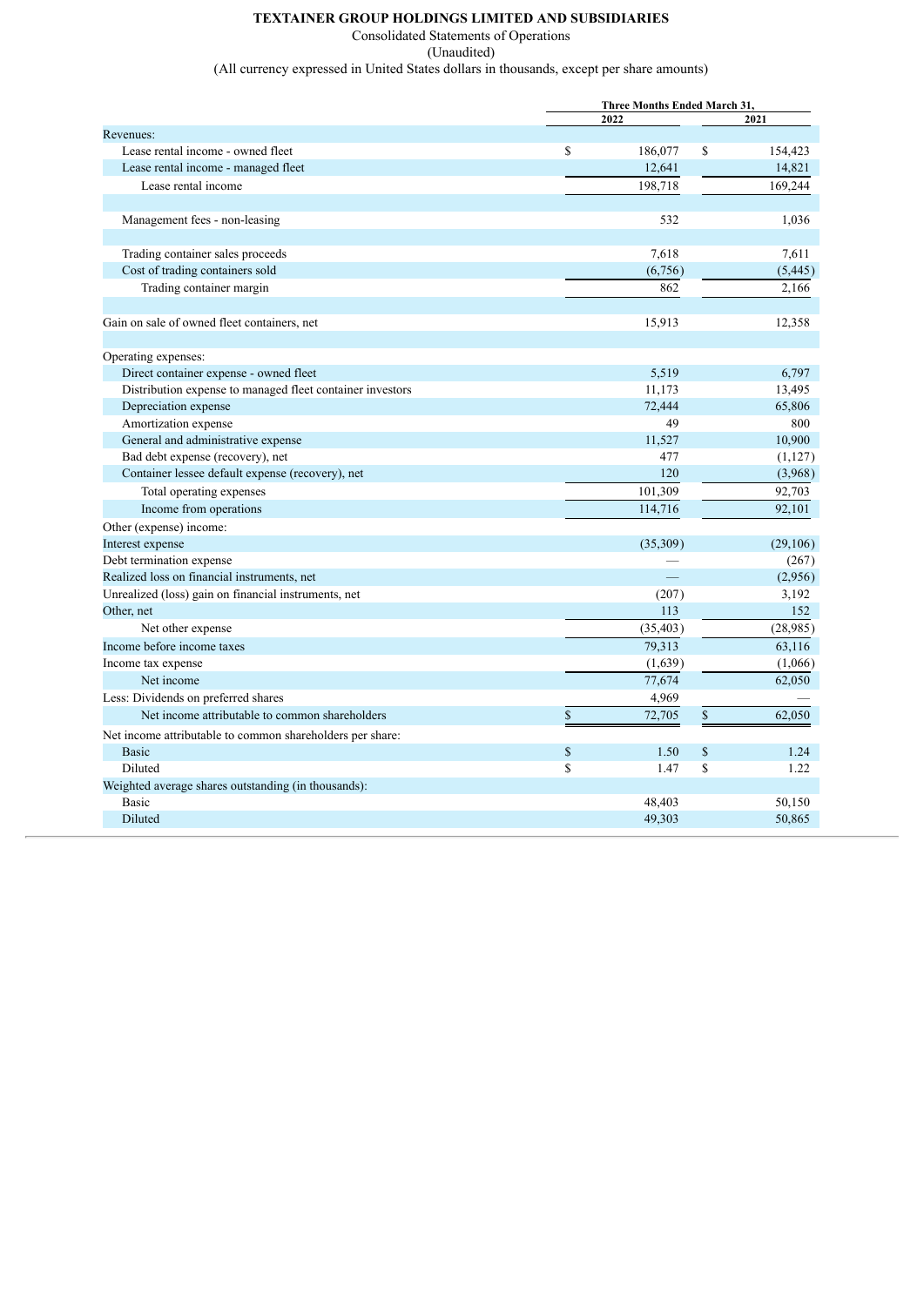**TEXTAINER GROUP HOLDINGS LIMITED AND SUBSIDIARIES**

Consolidated Statements of Operations

(Unaudited)

(All currency expressed in United States dollars in thousands, except per share amounts)

| | Three Months Ended March 31, | |
|---|---|---|
| | 2022 | 2021 |
| Revenues: | | |
| Lease rental income - owned fleet | $ 186,077 | $ 154,423 |
| Lease rental income - managed fleet | 12,641 | 14,821 |
| Lease rental income | 198,718 | 169,244 |
| | | |
| Management fees - non-leasing | 532 | 1,036 |
| | | |
| Trading container sales proceeds | 7,618 | 7,611 |
| Cost of trading containers sold | (6,756) | (5,445) |
| Trading container margin | 862 | 2,166 |
| | | |
| Gain on sale of owned fleet containers, net | 15,913 | 12,358 |
| | | |
| Operating expenses: | | |
| Direct container expense - owned fleet | 5,519 | 6,797 |
| Distribution expense to managed fleet container investors | 11,173 | 13,495 |
| Depreciation expense | 72,444 | 65,806 |
| Amortization expense | 49 | 800 |
| General and administrative expense | 11,527 | 10,900 |
| Bad debt expense (recovery), net | 477 | (1,127) |
| Container lessee default expense (recovery), net | 120 | (3,968) |
| Total operating expenses | 101,309 | 92,703 |
| Income from operations | 114,716 | 92,101 |
| Other (expense) income: | | |
| Interest expense | (35,309) | (29,106) |
| Debt termination expense | — | (267) |
| Realized loss on financial instruments, net | — | (2,956) |
| Unrealized (loss) gain on financial instruments, net | (207) | 3,192 |
| Other, net | 113 | 152 |
| Net other expense | (35,403) | (28,985) |
| Income before income taxes | 79,313 | 63,116 |
| Income tax expense | (1,639) | (1,066) |
| Net income | 77,674 | 62,050 |
| Less: Dividends on preferred shares | 4,969 | — |
| Net income attributable to common shareholders | $ 72,705 | $ 62,050 |
| Net income attributable to common shareholders per share: | | |
| Basic | $ 1.50 | $ 1.24 |
| Diluted | $ 1.47 | $ 1.22 |
| Weighted average shares outstanding (in thousands): | | |
| Basic | 48,403 | 50,150 |
| Diluted | 49,303 | 50,865 |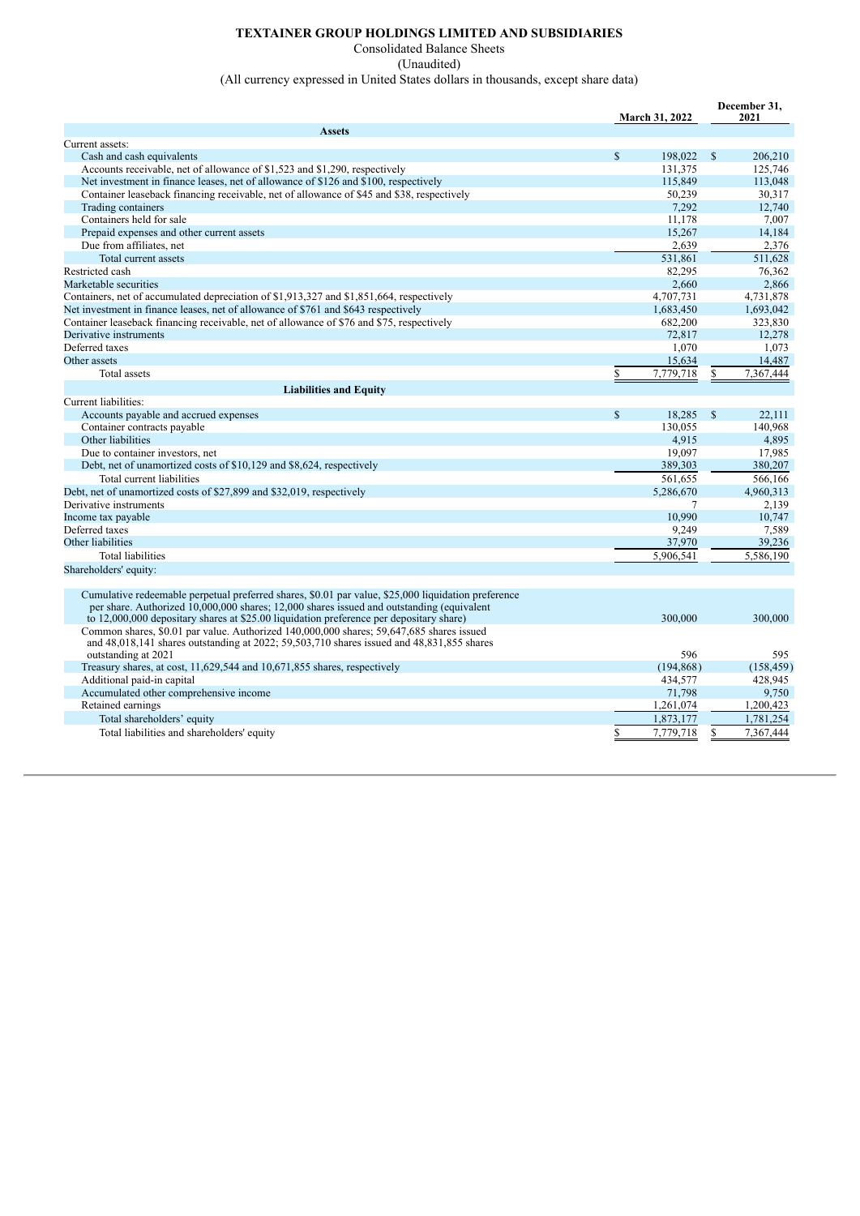# TEXTAINER GROUP HOLDINGS LIMITED AND SUBSIDIARIES

Consolidated Balance Sheets

(Unaudited)

(All currency expressed in United States dollars in thousands, except share data)

| | March 31, 2022 | December 31, 2021 |
|---|---|---|
| **Assets** | | |
| Current assets: | | |
| Cash and cash equivalents | $ 198,022 | $ 206,210 |
| Accounts receivable, net of allowance of $1,523 and $1,290, respectively | 131,375 | 125,746 |
| Net investment in finance leases, net of allowance of $126 and $100, respectively | 115,849 | 113,048 |
| Container leaseback financing receivable, net of allowance of $45 and $38, respectively | 50,239 | 30,317 |
| Trading containers | 7,292 | 12,740 |
| Containers held for sale | 11,178 | 7,007 |
| Prepaid expenses and other current assets | 15,267 | 14,184 |
| Due from affiliates, net | 2,639 | 2,376 |
| Total current assets | 531,861 | 511,628 |
| Restricted cash | 82,295 | 76,362 |
| Marketable securities | 2,660 | 2,866 |
| Containers, net of accumulated depreciation of $1,913,327 and $1,851,664, respectively | 4,707,731 | 4,731,878 |
| Net investment in finance leases, net of allowance of $761 and $643 respectively | 1,683,450 | 1,693,042 |
| Container leaseback financing receivable, net of allowance of $76 and $75, respectively | 682,200 | 323,830 |
| Derivative instruments | 72,817 | 12,278 |
| Deferred taxes | 1,070 | 1,073 |
| Other assets | 15,634 | 14,487 |
| Total assets | $ 7,779,718 | $ 7,367,444 |
| **Liabilities and Equity** | | |
| Current liabilities: | | |
| Accounts payable and accrued expenses | $ 18,285 | $ 22,111 |
| Container contracts payable | 130,055 | 140,968 |
| Other liabilities | 4,915 | 4,895 |
| Due to container investors, net | 19,097 | 17,985 |
| Debt, net of unamortized costs of $10,129 and $8,624, respectively | 389,303 | 380,207 |
| Total current liabilities | 561,655 | 566,166 |
| Debt, net of unamortized costs of $27,899 and $32,019, respectively | 5,286,670 | 4,960,313 |
| Derivative instruments | 7 | 2,139 |
| Income tax payable | 10,990 | 10,747 |
| Deferred taxes | 9,249 | 7,589 |
| Other liabilities | 37,970 | 39,236 |
| Total liabilities | 5,906,541 | 5,586,190 |
| Shareholders' equity: | | |
| Cumulative redeemable perpetual preferred shares, $0.01 par value, $25,000 liquidation preference per share. Authorized 10,000,000 shares; 12,000 shares issued and outstanding (equivalent to 12,000,000 depositary shares at $25.00 liquidation preference per depositary share) | 300,000 | 300,000 |
| Common shares, $0.01 par value. Authorized 140,000,000 shares; 59,647,685 shares issued and 48,018,141 shares outstanding at 2022; 59,503,710 shares issued and 48,831,855 shares outstanding at 2021 | 596 | 595 |
| Treasury shares, at cost, 11,629,544 and 10,671,855 shares, respectively | (194,868) | (158,459) |
| Additional paid-in capital | 434,577 | 428,945 |
| Accumulated other comprehensive income | 71,798 | 9,750 |
| Retained earnings | 1,261,074 | 1,200,423 |
| Total shareholders' equity | 1,873,177 | 1,781,254 |
| Total liabilities and shareholders' equity | $ 7,779,718 | $ 7,367,444 |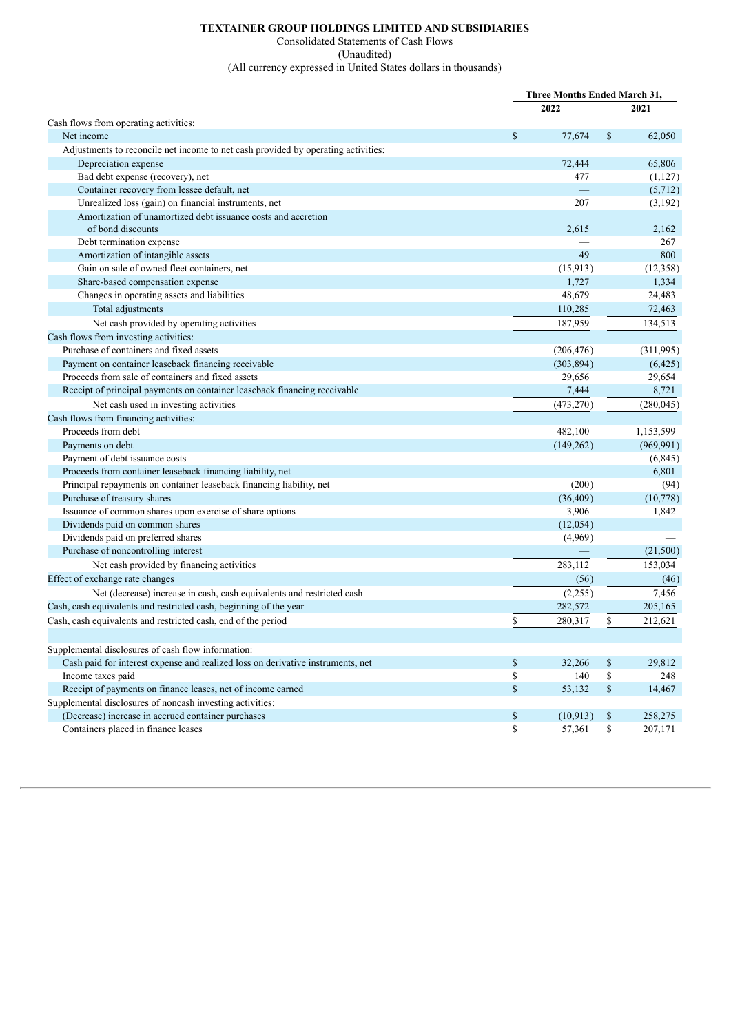**TEXTAINER GROUP HOLDINGS LIMITED AND SUBSIDIARIES**

Consolidated Statements of Cash Flows

(Unaudited)

(All currency expressed in United States dollars in thousands)

| | Three Months Ended March 31, | |
|---|---|---|
| | 2022 | 2021 |
| Cash flows from operating activities: | | |
| Net income | $ 77,674 | $ 62,050 |
| Adjustments to reconcile net income to net cash provided by operating activities: | | |
| Depreciation expense | 72,444 | 65,806 |
| Bad debt expense (recovery), net | 477 | (1,127) |
| Container recovery from lessee default, net | — | (5,712) |
| Unrealized loss (gain) on financial instruments, net | 207 | (3,192) |
| Amortization of unamortized debt issuance costs and accretion of bond discounts | 2,615 | 2,162 |
| Debt termination expense | — | 267 |
| Amortization of intangible assets | 49 | 800 |
| Gain on sale of owned fleet containers, net | (15,913) | (12,358) |
| Share-based compensation expense | 1,727 | 1,334 |
| Changes in operating assets and liabilities | 48,679 | 24,483 |
| Total adjustments | 110,285 | 72,463 |
| Net cash provided by operating activities | 187,959 | 134,513 |
| Cash flows from investing activities: | | |
| Purchase of containers and fixed assets | (206,476) | (311,995) |
| Payment on container leaseback financing receivable | (303,894) | (6,425) |
| Proceeds from sale of containers and fixed assets | 29,656 | 29,654 |
| Receipt of principal payments on container leaseback financing receivable | 7,444 | 8,721 |
| Net cash used in investing activities | (473,270) | (280,045) |
| Cash flows from financing activities: | | |
| Proceeds from debt | 482,100 | 1,153,599 |
| Payments on debt | (149,262) | (969,991) |
| Payment of debt issuance costs | — | (6,845) |
| Proceeds from container leaseback financing liability, net | — | 6,801 |
| Principal repayments on container leaseback financing liability, net | (200) | (94) |
| Purchase of treasury shares | (36,409) | (10,778) |
| Issuance of common shares upon exercise of share options | 3,906 | 1,842 |
| Dividends paid on common shares | (12,054) | — |
| Dividends paid on preferred shares | (4,969) | — |
| Purchase of noncontrolling interest | — | (21,500) |
| Net cash provided by financing activities | 283,112 | 153,034 |
| Effect of exchange rate changes | (56) | (46) |
| Net (decrease) increase in cash, cash equivalents and restricted cash | (2,255) | 7,456 |
| Cash, cash equivalents and restricted cash, beginning of the year | 282,572 | 205,165 |
| Cash, cash equivalents and restricted cash, end of the period | $ 280,317 | $ 212,621 |
| | | |
| Supplemental disclosures of cash flow information: | | |
| Cash paid for interest expense and realized loss on derivative instruments, net | $ 32,266 | $ 29,812 |
| Income taxes paid | $ 140 | $ 248 |
| Receipt of payments on finance leases, net of income earned | $ 53,132 | $ 14,467 |
| Supplemental disclosures of noncash investing activities: | | |
| (Decrease) increase in accrued container purchases | $ (10,913) | $ 258,275 |
| Containers placed in finance leases | $ 57,361 | $ 207,171 |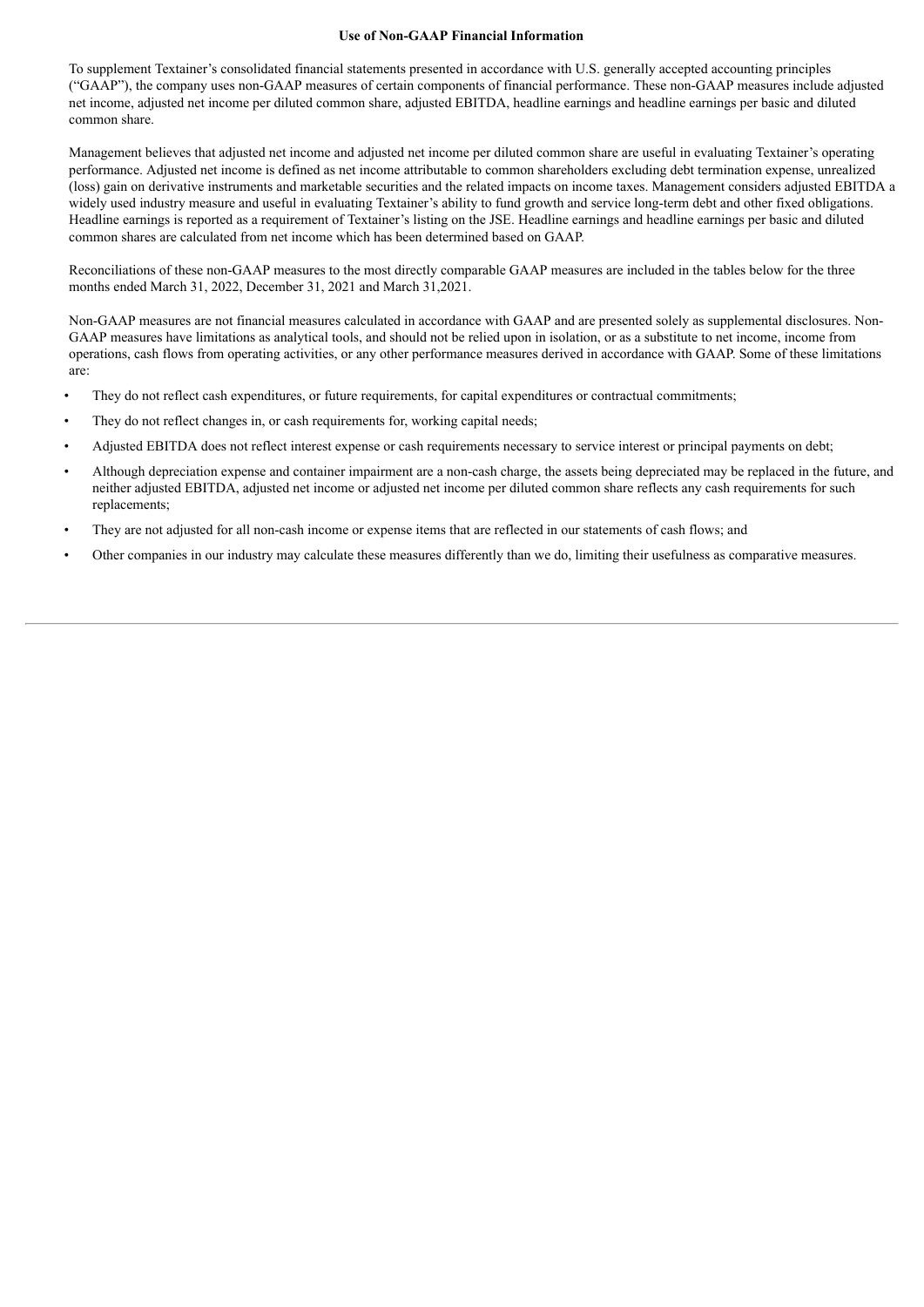## Use of Non-GAAP Financial Information

To supplement Textainer's consolidated financial statements presented in accordance with U.S. generally accepted accounting principles ("GAAP"), the company uses non-GAAP measures of certain components of financial performance. These non-GAAP measures include adjusted net income, adjusted net income per diluted common share, adjusted EBITDA, headline earnings and headline earnings per basic and diluted common share.

Management believes that adjusted net income and adjusted net income per diluted common share are useful in evaluating Textainer's operating performance. Adjusted net income is defined as net income attributable to common shareholders excluding debt termination expense, unrealized (loss) gain on derivative instruments and marketable securities and the related impacts on income taxes. Management considers adjusted EBITDA a widely used industry measure and useful in evaluating Textainer's ability to fund growth and service long-term debt and other fixed obligations. Headline earnings is reported as a requirement of Textainer's listing on the JSE. Headline earnings and headline earnings per basic and diluted common shares are calculated from net income which has been determined based on GAAP.

Reconciliations of these non-GAAP measures to the most directly comparable GAAP measures are included in the tables below for the three months ended March 31, 2022, December 31, 2021 and March 31,2021.

Non-GAAP measures are not financial measures calculated in accordance with GAAP and are presented solely as supplemental disclosures. Non-GAAP measures have limitations as analytical tools, and should not be relied upon in isolation, or as a substitute to net income, income from operations, cash flows from operating activities, or any other performance measures derived in accordance with GAAP. Some of these limitations are:

- They do not reflect cash expenditures, or future requirements, for capital expenditures or contractual commitments;
- They do not reflect changes in, or cash requirements for, working capital needs;
- Adjusted EBITDA does not reflect interest expense or cash requirements necessary to service interest or principal payments on debt;
- Although depreciation expense and container impairment are a non-cash charge, the assets being depreciated may be replaced in the future, and neither adjusted EBITDA, adjusted net income or adjusted net income per diluted common share reflects any cash requirements for such replacements;
- They are not adjusted for all non-cash income or expense items that are reflected in our statements of cash flows; and
- Other companies in our industry may calculate these measures differently than we do, limiting their usefulness as comparative measures.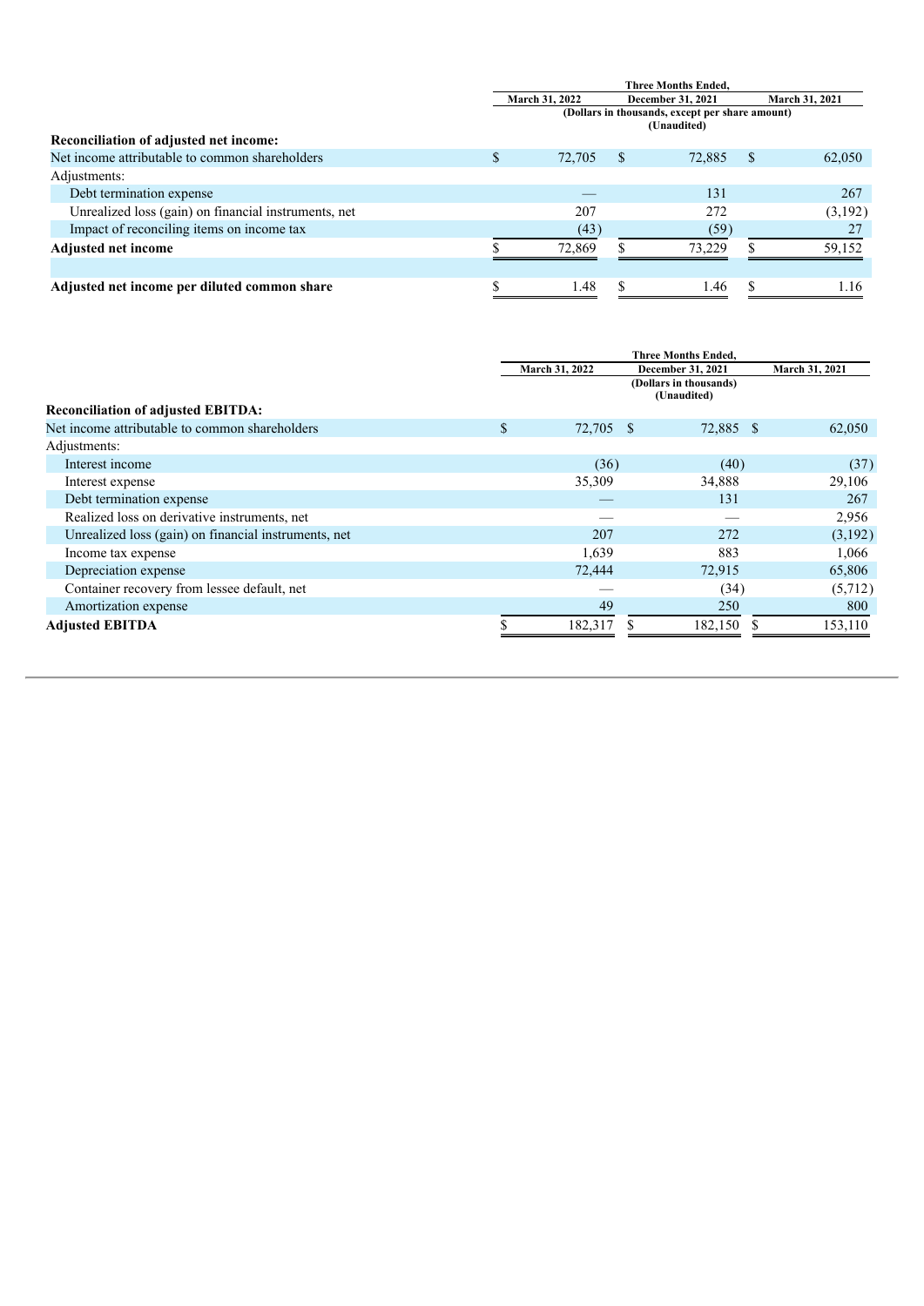| | Three Months Ended, | | |
|---|---|---|---|
| | March 31, 2022 | December 31, 2021 | March 31, 2021 |
| | (Dollars in thousands, except per share amount) (Unaudited) | | |
| **Reconciliation of adjusted net income:** | | | |
| Net income attributable to common shareholders | $ 72,705 | $ 72,885 | $ 62,050 |
| Adjustments: | | | |
| Debt termination expense | — | 131 | 267 |
| Unrealized loss (gain) on financial instruments, net | 207 | 272 | (3,192) |
| Impact of reconciling items on income tax | (43) | (59) | 27 |
| **Adjusted net income** | $ 72,869 | $ 73,229 | $ 59,152 |
| | | | |
| **Adjusted net income per diluted common share** | $ 1.48 | $ 1.46 | $ 1.16 |

| | Three Months Ended, | | |
|---|---|---|---|
| | March 31, 2022 | December 31, 2021 | March 31, 2021 |
| | (Dollars in thousands) (Unaudited) | | |
| **Reconciliation of adjusted EBITDA:** | | | |
| Net income attributable to common shareholders | $ 72,705 | $ 72,885 | $ 62,050 |
| Adjustments: | | | |
| Interest income | (36) | (40) | (37) |
| Interest expense | 35,309 | 34,888 | 29,106 |
| Debt termination expense | — | 131 | 267 |
| Realized loss on derivative instruments, net | — | — | 2,956 |
| Unrealized loss (gain) on financial instruments, net | 207 | 272 | (3,192) |
| Income tax expense | 1,639 | 883 | 1,066 |
| Depreciation expense | 72,444 | 72,915 | 65,806 |
| Container recovery from lessee default, net | — | (34) | (5,712) |
| Amortization expense | 49 | 250 | 800 |
| **Adjusted EBITDA** | $ 182,317 | $ 182,150 | $ 153,110 |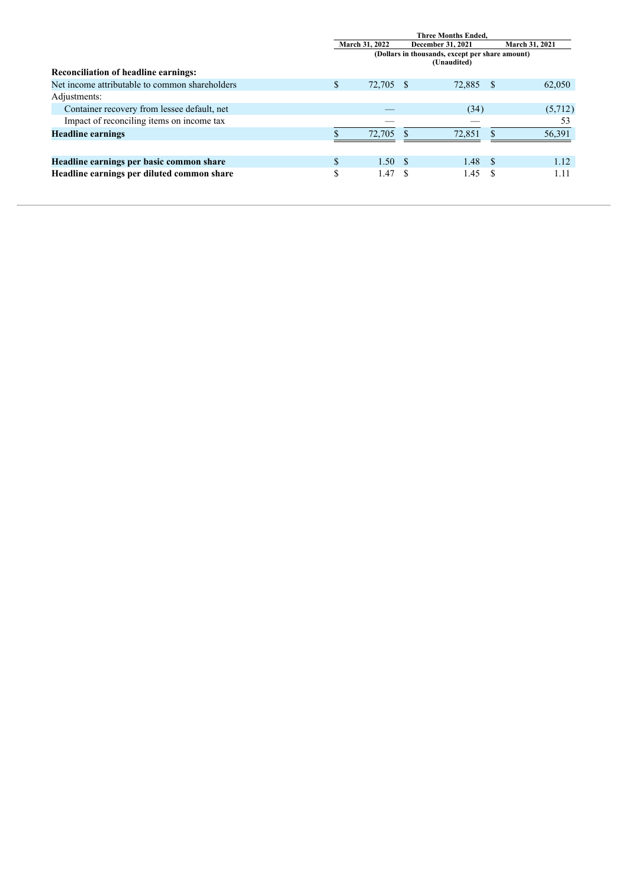| | Three Months Ended, | | |
|---|---|---|---|
| | March 31, 2022 | December 31, 2021 | March 31, 2021 |
| | (Dollars in thousands, except per share amount) (Unaudited) | | |
| **Reconciliation of headline earnings:** | | | |
| Net income attributable to common shareholders | $ 72,705 | $ 72,885 | $ 62,050 |
| Adjustments: | | | |
| Container recovery from lessee default, net | — | (34) | (5,712) |
| Impact of reconciling items on income tax | — | — | 53 |
| **Headline earnings** | $ 72,705 | $ 72,851 | $ 56,391 |
| | | | |
| **Headline earnings per basic common share** | $ 1.50 | $ 1.48 | $ 1.12 |
| **Headline earnings per diluted common share** | $ 1.47 | $ 1.45 | $ 1.11 |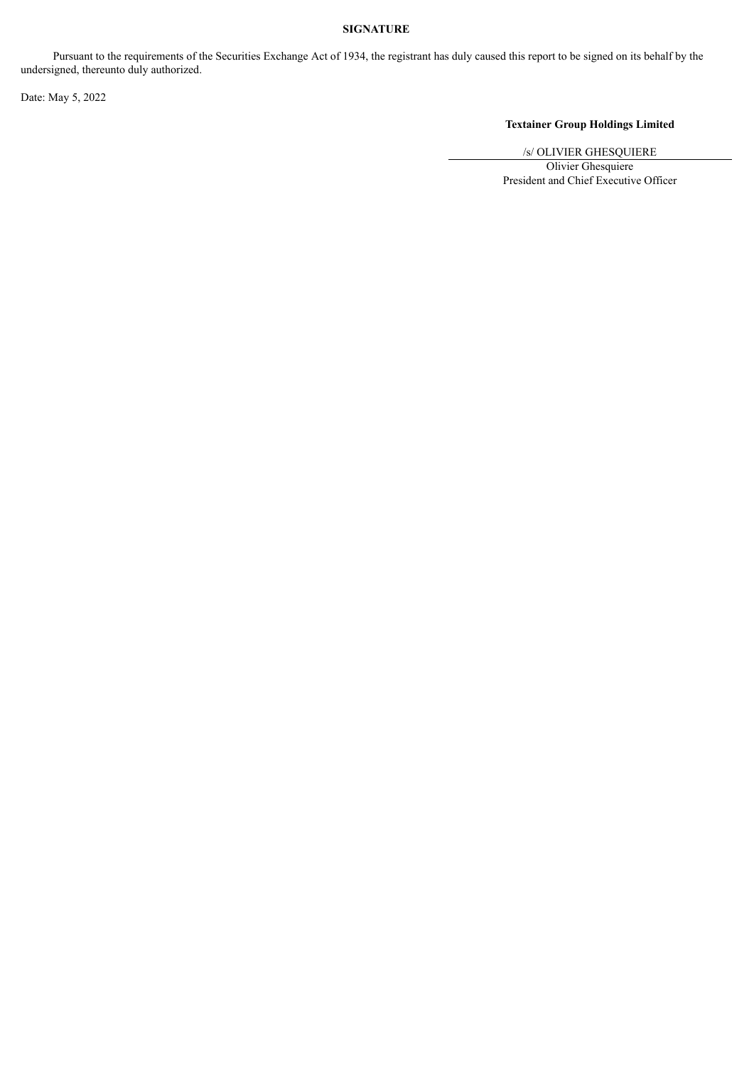**SIGNATURE**

Pursuant to the requirements of the Securities Exchange Act of 1934, the registrant has duly caused this report to be signed on its behalf by the undersigned, thereunto duly authorized.

Date: May 5, 2022

**Textainer Group Holdings Limited**

/s/ OLIVIER GHESQUIERE

Olivier Ghesquiere

President and Chief Executive Officer